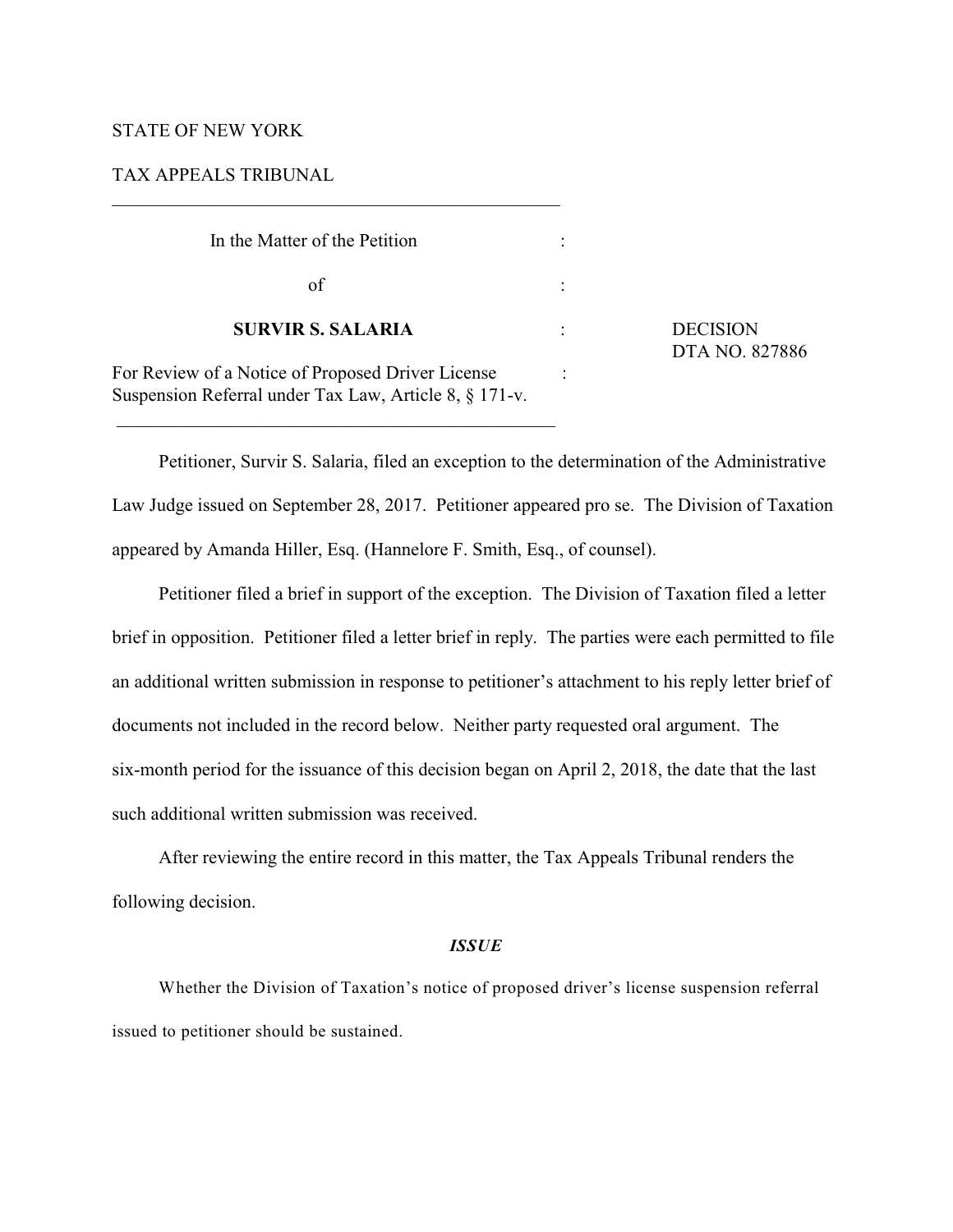STATE OF NEW YORK

TAX APPEALS TRIBUNAL

---

| | | |
|---|---|---|
| In the Matter of the Petition | : | |
| of | : | |
| **SURVIR S. SALARIA** | : | DECISION<br>DTA NO. 827886 |
| For Review of a Notice of Proposed Driver License Suspension Referral under Tax Law, Article 8, § 171-v. | : | |

---

Petitioner, Survir S. Salaria, filed an exception to the determination of the Administrative Law Judge issued on September 28, 2017. Petitioner appeared pro se. The Division of Taxation appeared by Amanda Hiller, Esq. (Hannelore F. Smith, Esq., of counsel).

Petitioner filed a brief in support of the exception. The Division of Taxation filed a letter brief in opposition. Petitioner filed a letter brief in reply. The parties were each permitted to file an additional written submission in response to petitioner's attachment to his reply letter brief of documents not included in the record below. Neither party requested oral argument. The six-month period for the issuance of this decision began on April 2, 2018, the date that the last such additional written submission was received.

After reviewing the entire record in this matter, the Tax Appeals Tribunal renders the following decision.

## *ISSUE*

Whether the Division of Taxation's notice of proposed driver's license suspension referral issued to petitioner should be sustained.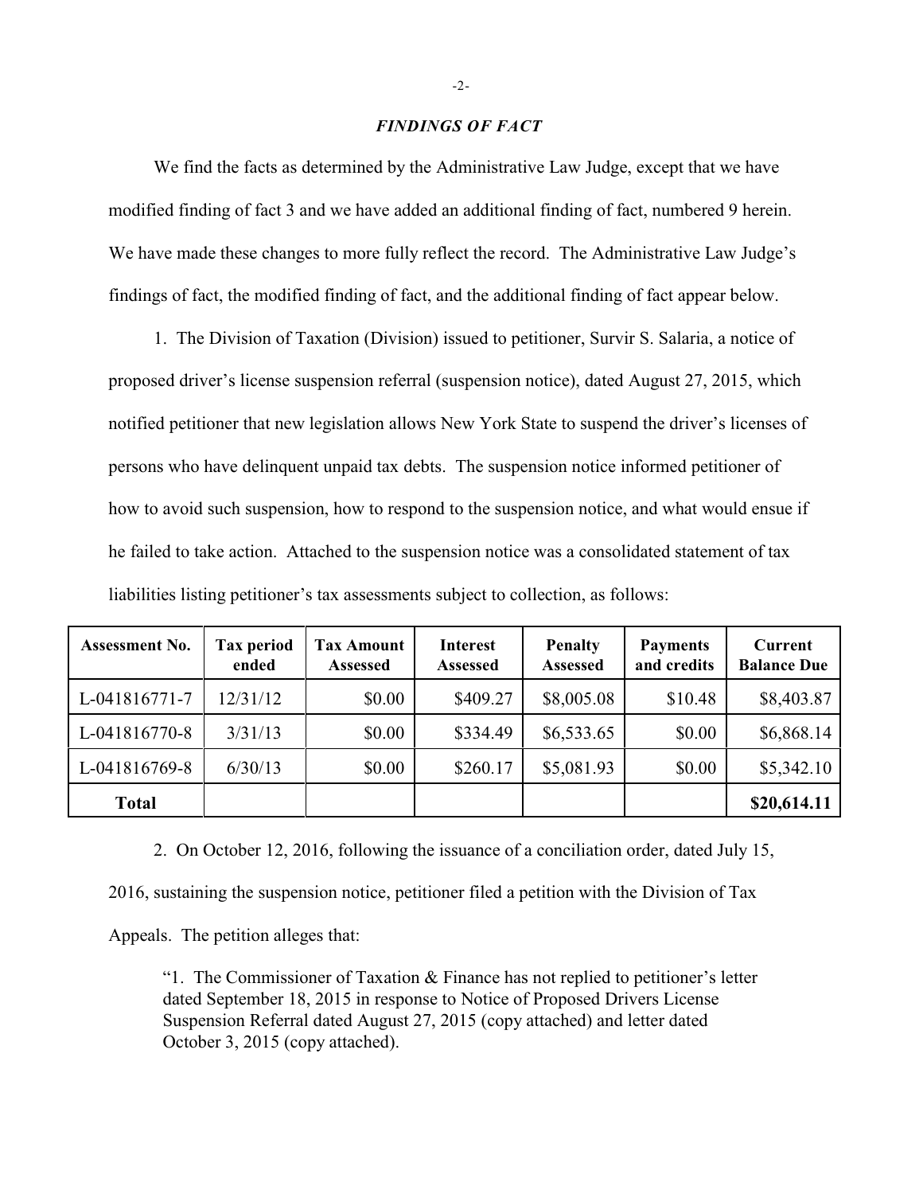*FINDINGS OF FACT*

We find the facts as determined by the Administrative Law Judge, except that we have modified finding of fact 3 and we have added an additional finding of fact, numbered 9 herein. We have made these changes to more fully reflect the record. The Administrative Law Judge's findings of fact, the modified finding of fact, and the additional finding of fact appear below.

1. The Division of Taxation (Division) issued to petitioner, Survir S. Salaria, a notice of proposed driver's license suspension referral (suspension notice), dated August 27, 2015, which notified petitioner that new legislation allows New York State to suspend the driver's licenses of persons who have delinquent unpaid tax debts. The suspension notice informed petitioner of how to avoid such suspension, how to respond to the suspension notice, and what would ensue if he failed to take action. Attached to the suspension notice was a consolidated statement of tax liabilities listing petitioner's tax assessments subject to collection, as follows:

| Assessment No. | Tax period ended | Tax Amount Assessed | Interest Assessed | Penalty Assessed | Payments and credits | Current Balance Due |
|---|---|---|---|---|---|---|
| L-041816771-7 | 12/31/12 | $0.00 | $409.27 | $8,005.08 | $10.48 | $8,403.87 |
| L-041816770-8 | 3/31/13 | $0.00 | $334.49 | $6,533.65 | $0.00 | $6,868.14 |
| L-041816769-8 | 6/30/13 | $0.00 | $260.17 | $5,081.93 | $0.00 | $5,342.10 |
| **Total** | | | | | | **$20,614.11** |

2. On October 12, 2016, following the issuance of a conciliation order, dated July 15, 2016, sustaining the suspension notice, petitioner filed a petition with the Division of Tax Appeals. The petition alleges that:

> "1. The Commissioner of Taxation & Finance has not replied to petitioner's letter dated September 18, 2015 in response to Notice of Proposed Drivers License Suspension Referral dated August 27, 2015 (copy attached) and letter dated October 3, 2015 (copy attached).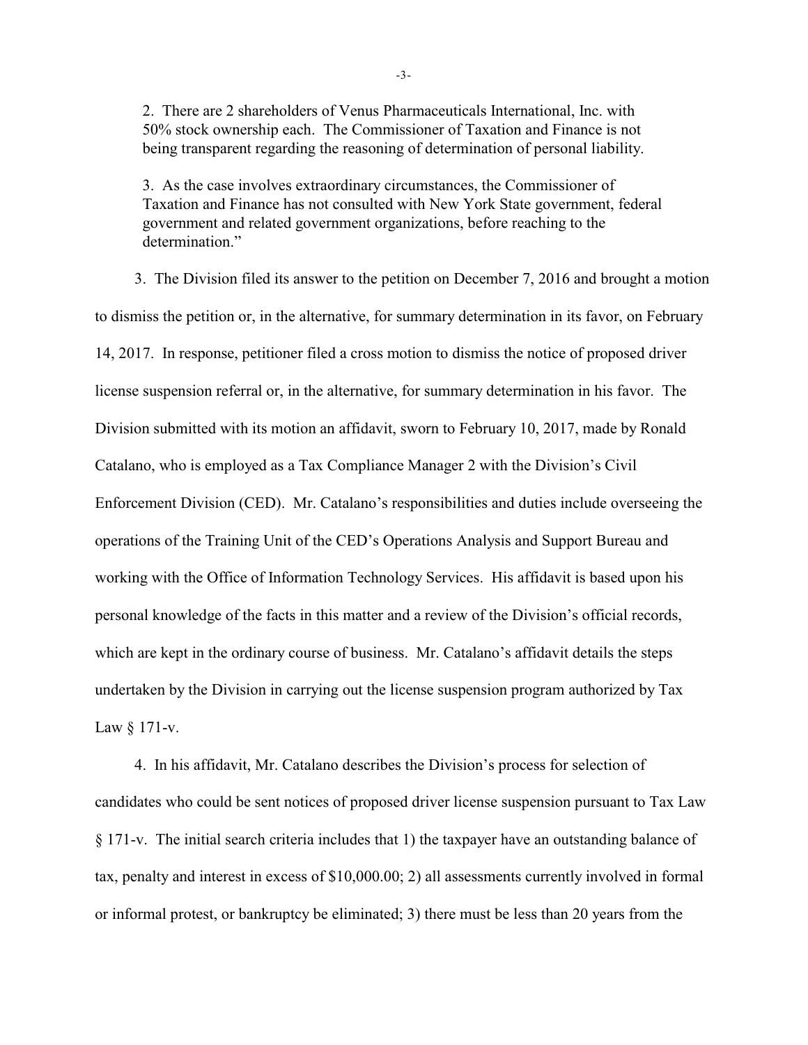> 2. There are 2 shareholders of Venus Pharmaceuticals International, Inc. with 50% stock ownership each. The Commissioner of Taxation and Finance is not being transparent regarding the reasoning of determination of personal liability.
>
> 3. As the case involves extraordinary circumstances, the Commissioner of Taxation and Finance has not consulted with New York State government, federal government and related government organizations, before reaching to the determination."

3. The Division filed its answer to the petition on December 7, 2016 and brought a motion to dismiss the petition or, in the alternative, for summary determination in its favor, on February 14, 2017. In response, petitioner filed a cross motion to dismiss the notice of proposed driver license suspension referral or, in the alternative, for summary determination in his favor. The Division submitted with its motion an affidavit, sworn to February 10, 2017, made by Ronald Catalano, who is employed as a Tax Compliance Manager 2 with the Division's Civil Enforcement Division (CED). Mr. Catalano's responsibilities and duties include overseeing the operations of the Training Unit of the CED's Operations Analysis and Support Bureau and working with the Office of Information Technology Services. His affidavit is based upon his personal knowledge of the facts in this matter and a review of the Division's official records, which are kept in the ordinary course of business. Mr. Catalano's affidavit details the steps undertaken by the Division in carrying out the license suspension program authorized by Tax Law § 171-v.

4. In his affidavit, Mr. Catalano describes the Division's process for selection of candidates who could be sent notices of proposed driver license suspension pursuant to Tax Law § 171-v. The initial search criteria includes that 1) the taxpayer have an outstanding balance of tax, penalty and interest in excess of $10,000.00; 2) all assessments currently involved in formal or informal protest, or bankruptcy be eliminated; 3) there must be less than 20 years from the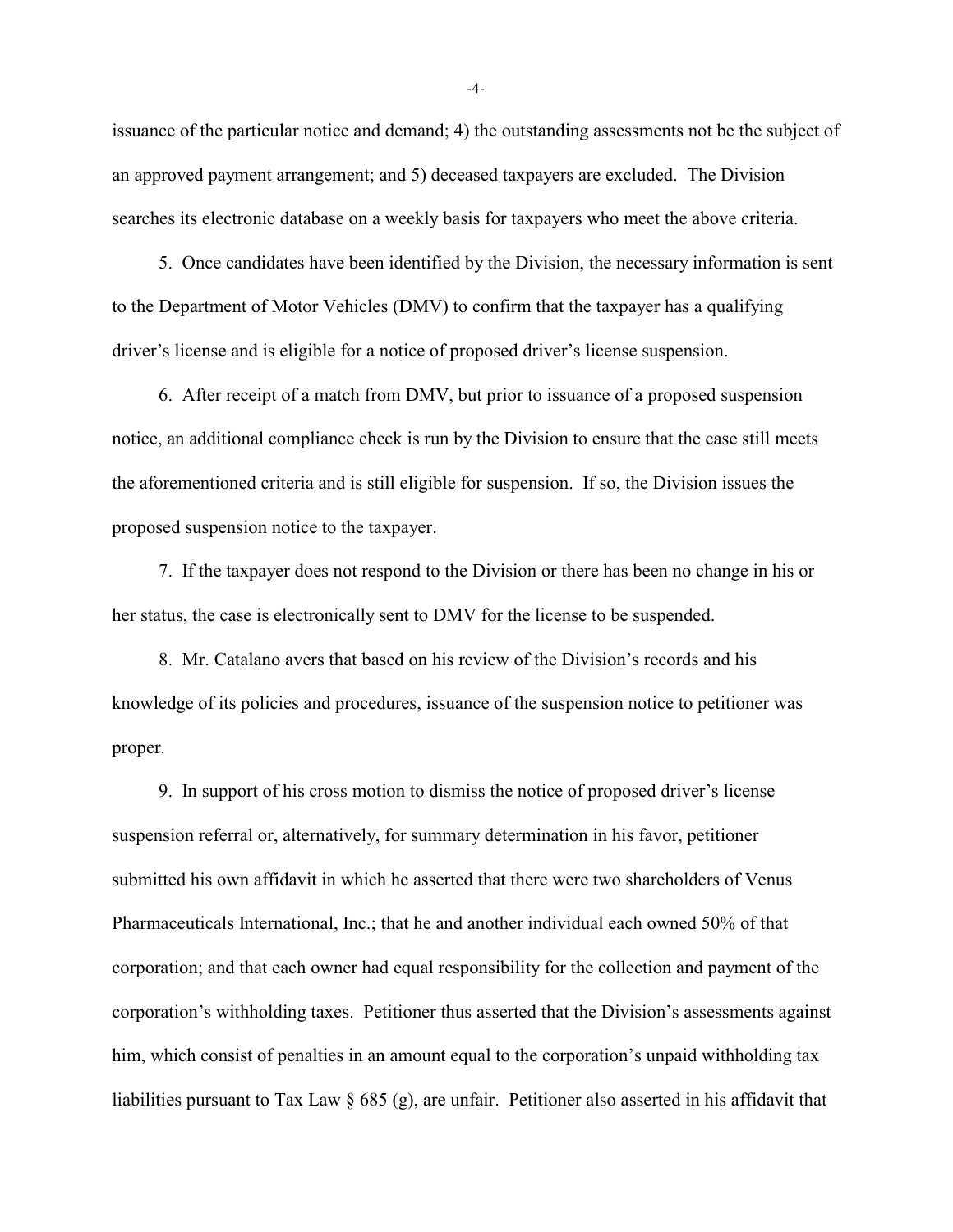issuance of the particular notice and demand; 4) the outstanding assessments not be the subject of an approved payment arrangement; and 5) deceased taxpayers are excluded. The Division searches its electronic database on a weekly basis for taxpayers who meet the above criteria.

5. Once candidates have been identified by the Division, the necessary information is sent to the Department of Motor Vehicles (DMV) to confirm that the taxpayer has a qualifying driver's license and is eligible for a notice of proposed driver's license suspension.

6. After receipt of a match from DMV, but prior to issuance of a proposed suspension notice, an additional compliance check is run by the Division to ensure that the case still meets the aforementioned criteria and is still eligible for suspension. If so, the Division issues the proposed suspension notice to the taxpayer.

7. If the taxpayer does not respond to the Division or there has been no change in his or her status, the case is electronically sent to DMV for the license to be suspended.

8. Mr. Catalano avers that based on his review of the Division's records and his knowledge of its policies and procedures, issuance of the suspension notice to petitioner was proper.

9. In support of his cross motion to dismiss the notice of proposed driver's license suspension referral or, alternatively, for summary determination in his favor, petitioner submitted his own affidavit in which he asserted that there were two shareholders of Venus Pharmaceuticals International, Inc.; that he and another individual each owned 50% of that corporation; and that each owner had equal responsibility for the collection and payment of the corporation's withholding taxes. Petitioner thus asserted that the Division's assessments against him, which consist of penalties in an amount equal to the corporation's unpaid withholding tax liabilities pursuant to Tax Law § 685 (g), are unfair. Petitioner also asserted in his affidavit that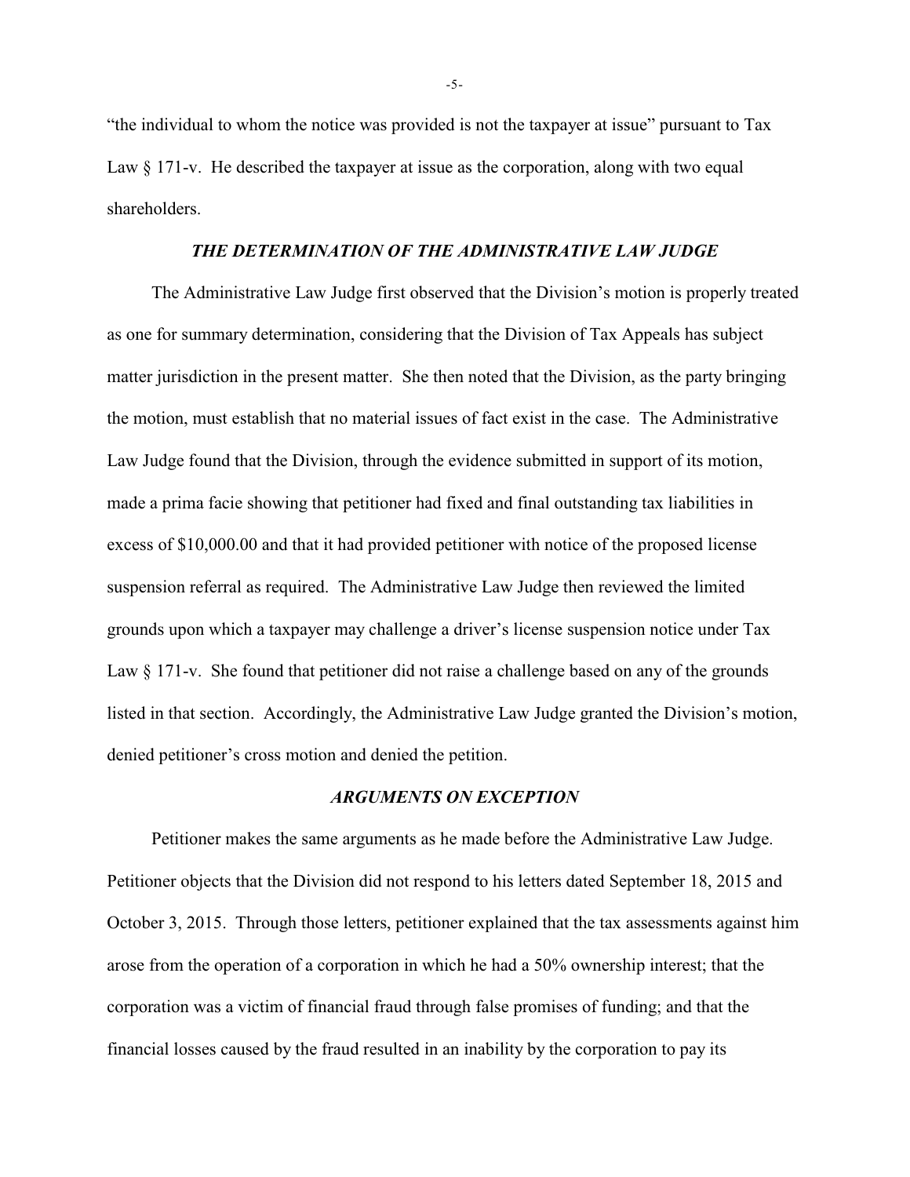"the individual to whom the notice was provided is not the taxpayer at issue" pursuant to Tax Law § 171-v. He described the taxpayer at issue as the corporation, along with two equal shareholders.

### *THE DETERMINATION OF THE ADMINISTRATIVE LAW JUDGE*

The Administrative Law Judge first observed that the Division's motion is properly treated as one for summary determination, considering that the Division of Tax Appeals has subject matter jurisdiction in the present matter. She then noted that the Division, as the party bringing the motion, must establish that no material issues of fact exist in the case. The Administrative Law Judge found that the Division, through the evidence submitted in support of its motion, made a prima facie showing that petitioner had fixed and final outstanding tax liabilities in excess of $10,000.00 and that it had provided petitioner with notice of the proposed license suspension referral as required. The Administrative Law Judge then reviewed the limited grounds upon which a taxpayer may challenge a driver's license suspension notice under Tax Law § 171-v. She found that petitioner did not raise a challenge based on any of the grounds listed in that section. Accordingly, the Administrative Law Judge granted the Division's motion, denied petitioner's cross motion and denied the petition.

### *ARGUMENTS ON EXCEPTION*

Petitioner makes the same arguments as he made before the Administrative Law Judge. Petitioner objects that the Division did not respond to his letters dated September 18, 2015 and October 3, 2015. Through those letters, petitioner explained that the tax assessments against him arose from the operation of a corporation in which he had a 50% ownership interest; that the corporation was a victim of financial fraud through false promises of funding; and that the financial losses caused by the fraud resulted in an inability by the corporation to pay its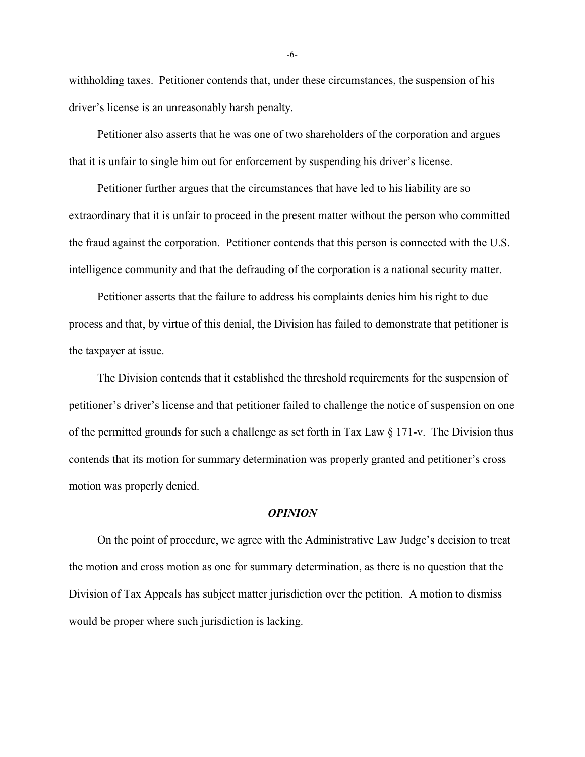withholding taxes. Petitioner contends that, under these circumstances, the suspension of his driver's license is an unreasonably harsh penalty.

Petitioner also asserts that he was one of two shareholders of the corporation and argues that it is unfair to single him out for enforcement by suspending his driver's license.

Petitioner further argues that the circumstances that have led to his liability are so extraordinary that it is unfair to proceed in the present matter without the person who committed the fraud against the corporation. Petitioner contends that this person is connected with the U.S. intelligence community and that the defrauding of the corporation is a national security matter.

Petitioner asserts that the failure to address his complaints denies him his right to due process and that, by virtue of this denial, the Division has failed to demonstrate that petitioner is the taxpayer at issue.

The Division contends that it established the threshold requirements for the suspension of petitioner's driver's license and that petitioner failed to challenge the notice of suspension on one of the permitted grounds for such a challenge as set forth in Tax Law § 171-v. The Division thus contends that its motion for summary determination was properly granted and petitioner's cross motion was properly denied.

## *OPINION*

On the point of procedure, we agree with the Administrative Law Judge's decision to treat the motion and cross motion as one for summary determination, as there is no question that the Division of Tax Appeals has subject matter jurisdiction over the petition. A motion to dismiss would be proper where such jurisdiction is lacking.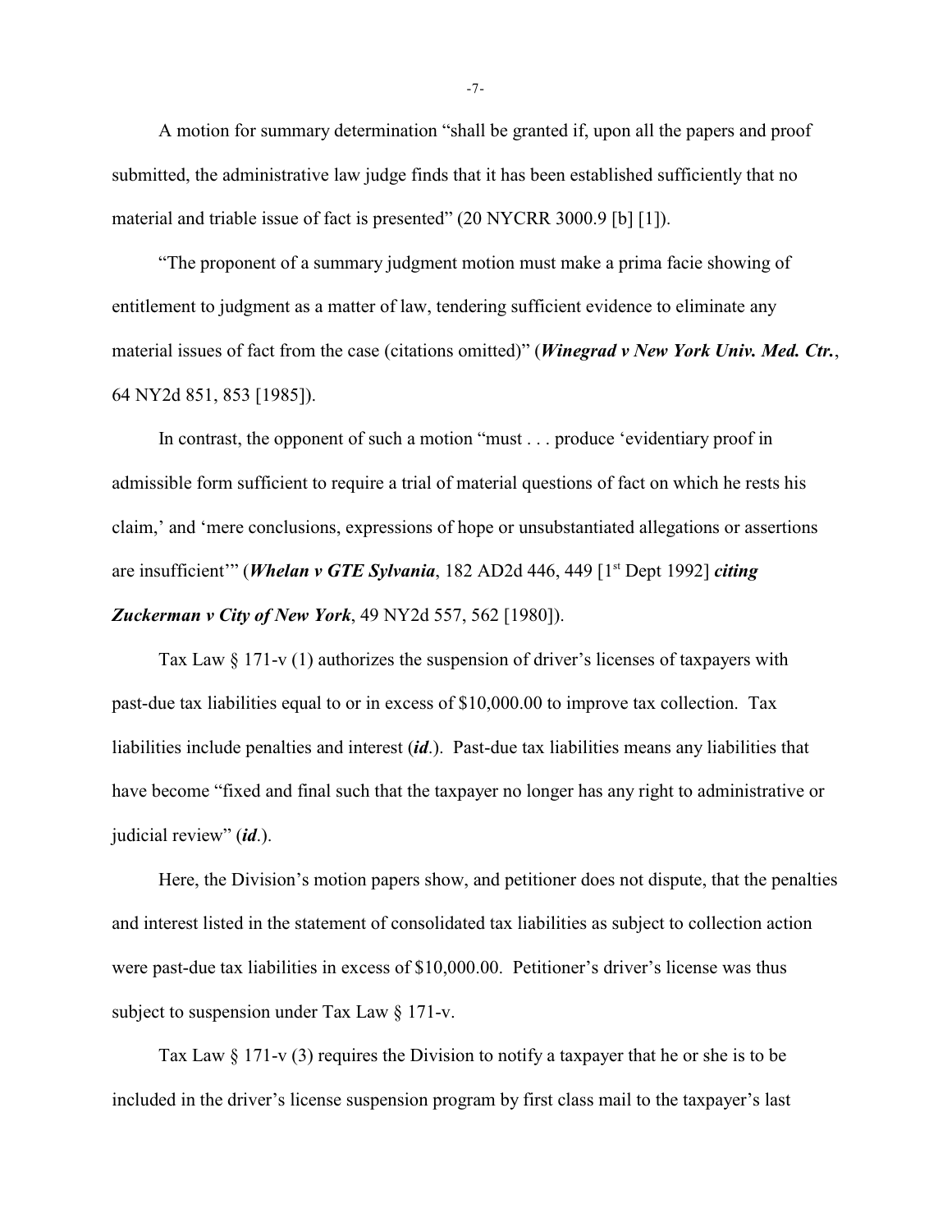A motion for summary determination "shall be granted if, upon all the papers and proof submitted, the administrative law judge finds that it has been established sufficiently that no material and triable issue of fact is presented" (20 NYCRR 3000.9 [b] [1]).

"The proponent of a summary judgment motion must make a prima facie showing of entitlement to judgment as a matter of law, tendering sufficient evidence to eliminate any material issues of fact from the case (citations omitted)" (***Winegrad v New York Univ. Med. Ctr.***, 64 NY2d 851, 853 [1985]).

In contrast, the opponent of such a motion "must . . . produce 'evidentiary proof in admissible form sufficient to require a trial of material questions of fact on which he rests his claim,' and 'mere conclusions, expressions of hope or unsubstantiated allegations or assertions are insufficient'" (***Whelan v GTE Sylvania***, 182 AD2d 446, 449 [1st Dept 1992] ***citing Zuckerman v City of New York***, 49 NY2d 557, 562 [1980]).

Tax Law § 171-v (1) authorizes the suspension of driver's licenses of taxpayers with past-due tax liabilities equal to or in excess of $10,000.00 to improve tax collection. Tax liabilities include penalties and interest (***id***.). Past-due tax liabilities means any liabilities that have become "fixed and final such that the taxpayer no longer has any right to administrative or judicial review" (***id***.).

Here, the Division's motion papers show, and petitioner does not dispute, that the penalties and interest listed in the statement of consolidated tax liabilities as subject to collection action were past-due tax liabilities in excess of $10,000.00. Petitioner's driver's license was thus subject to suspension under Tax Law § 171-v.

Tax Law § 171-v (3) requires the Division to notify a taxpayer that he or she is to be included in the driver's license suspension program by first class mail to the taxpayer's last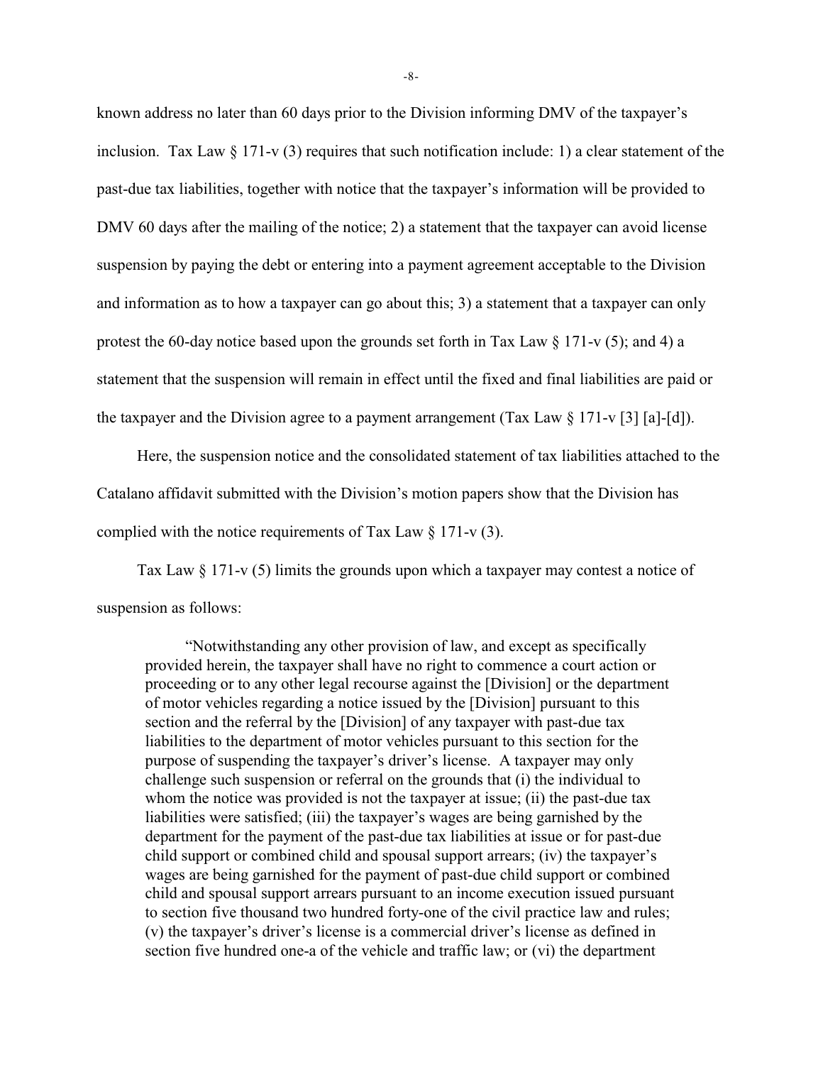known address no later than 60 days prior to the Division informing DMV of the taxpayer's inclusion. Tax Law § 171-v (3) requires that such notification include: 1) a clear statement of the past-due tax liabilities, together with notice that the taxpayer's information will be provided to DMV 60 days after the mailing of the notice; 2) a statement that the taxpayer can avoid license suspension by paying the debt or entering into a payment agreement acceptable to the Division and information as to how a taxpayer can go about this; 3) a statement that a taxpayer can only protest the 60-day notice based upon the grounds set forth in Tax Law § 171-v (5); and 4) a statement that the suspension will remain in effect until the fixed and final liabilities are paid or the taxpayer and the Division agree to a payment arrangement (Tax Law § 171-v [3] [a]-[d]).

Here, the suspension notice and the consolidated statement of tax liabilities attached to the Catalano affidavit submitted with the Division's motion papers show that the Division has complied with the notice requirements of Tax Law § 171-v (3).

Tax Law § 171-v (5) limits the grounds upon which a taxpayer may contest a notice of suspension as follows:

> "Notwithstanding any other provision of law, and except as specifically provided herein, the taxpayer shall have no right to commence a court action or proceeding or to any other legal recourse against the [Division] or the department of motor vehicles regarding a notice issued by the [Division] pursuant to this section and the referral by the [Division] of any taxpayer with past-due tax liabilities to the department of motor vehicles pursuant to this section for the purpose of suspending the taxpayer's driver's license. A taxpayer may only challenge such suspension or referral on the grounds that (i) the individual to whom the notice was provided is not the taxpayer at issue; (ii) the past-due tax liabilities were satisfied; (iii) the taxpayer's wages are being garnished by the department for the payment of the past-due tax liabilities at issue or for past-due child support or combined child and spousal support arrears; (iv) the taxpayer's wages are being garnished for the payment of past-due child support or combined child and spousal support arrears pursuant to an income execution issued pursuant to section five thousand two hundred forty-one of the civil practice law and rules; (v) the taxpayer's driver's license is a commercial driver's license as defined in section five hundred one-a of the vehicle and traffic law; or (vi) the department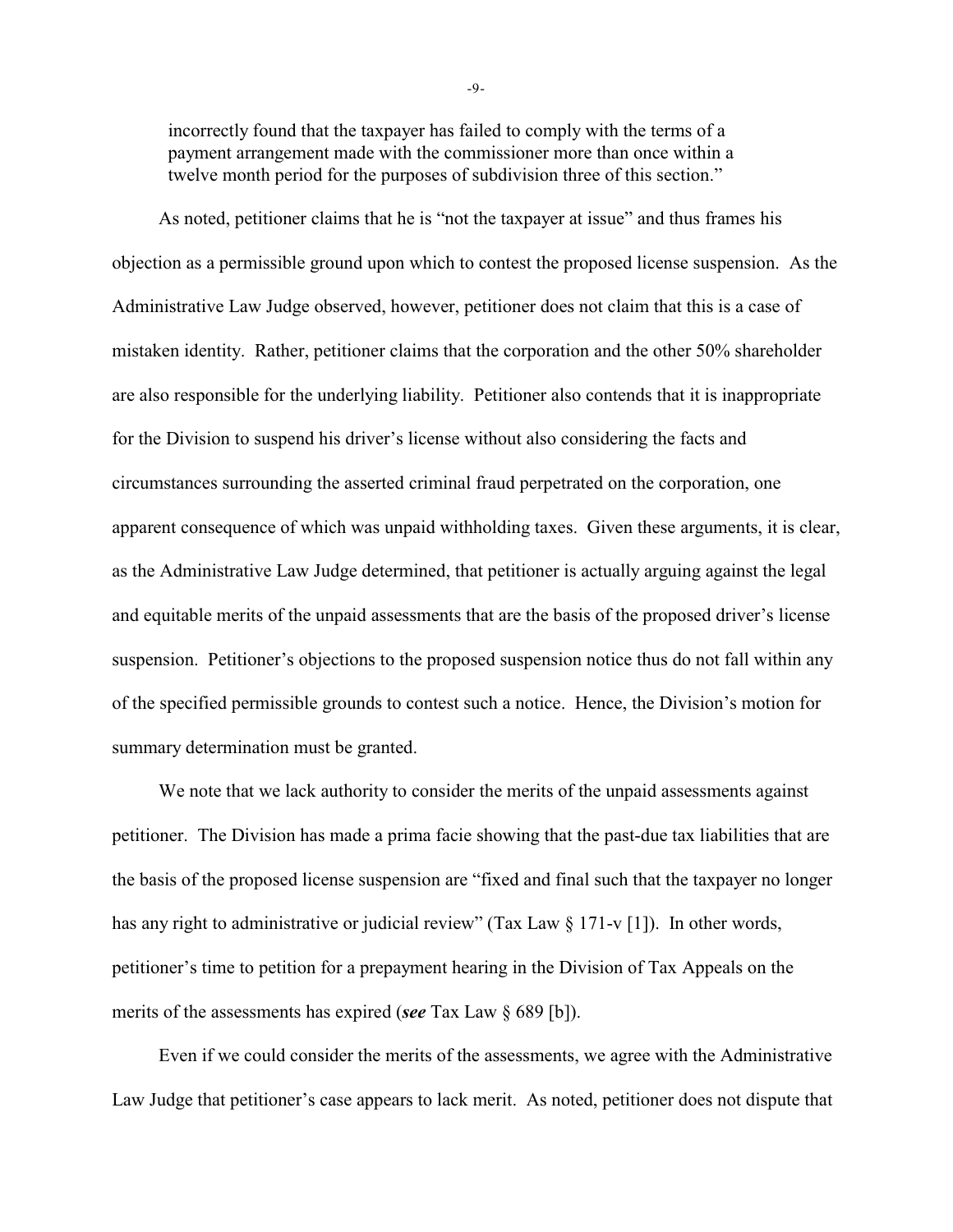> incorrectly found that the taxpayer has failed to comply with the terms of a payment arrangement made with the commissioner more than once within a twelve month period for the purposes of subdivision three of this section."

As noted, petitioner claims that he is "not the taxpayer at issue" and thus frames his objection as a permissible ground upon which to contest the proposed license suspension. As the Administrative Law Judge observed, however, petitioner does not claim that this is a case of mistaken identity. Rather, petitioner claims that the corporation and the other 50% shareholder are also responsible for the underlying liability. Petitioner also contends that it is inappropriate for the Division to suspend his driver's license without also considering the facts and circumstances surrounding the asserted criminal fraud perpetrated on the corporation, one apparent consequence of which was unpaid withholding taxes. Given these arguments, it is clear, as the Administrative Law Judge determined, that petitioner is actually arguing against the legal and equitable merits of the unpaid assessments that are the basis of the proposed driver's license suspension. Petitioner's objections to the proposed suspension notice thus do not fall within any of the specified permissible grounds to contest such a notice. Hence, the Division's motion for summary determination must be granted.

We note that we lack authority to consider the merits of the unpaid assessments against petitioner. The Division has made a prima facie showing that the past-due tax liabilities that are the basis of the proposed license suspension are "fixed and final such that the taxpayer no longer has any right to administrative or judicial review" (Tax Law § 171-v [1]). In other words, petitioner's time to petition for a prepayment hearing in the Division of Tax Appeals on the merits of the assessments has expired (***see*** Tax Law § 689 [b]).

Even if we could consider the merits of the assessments, we agree with the Administrative Law Judge that petitioner's case appears to lack merit. As noted, petitioner does not dispute that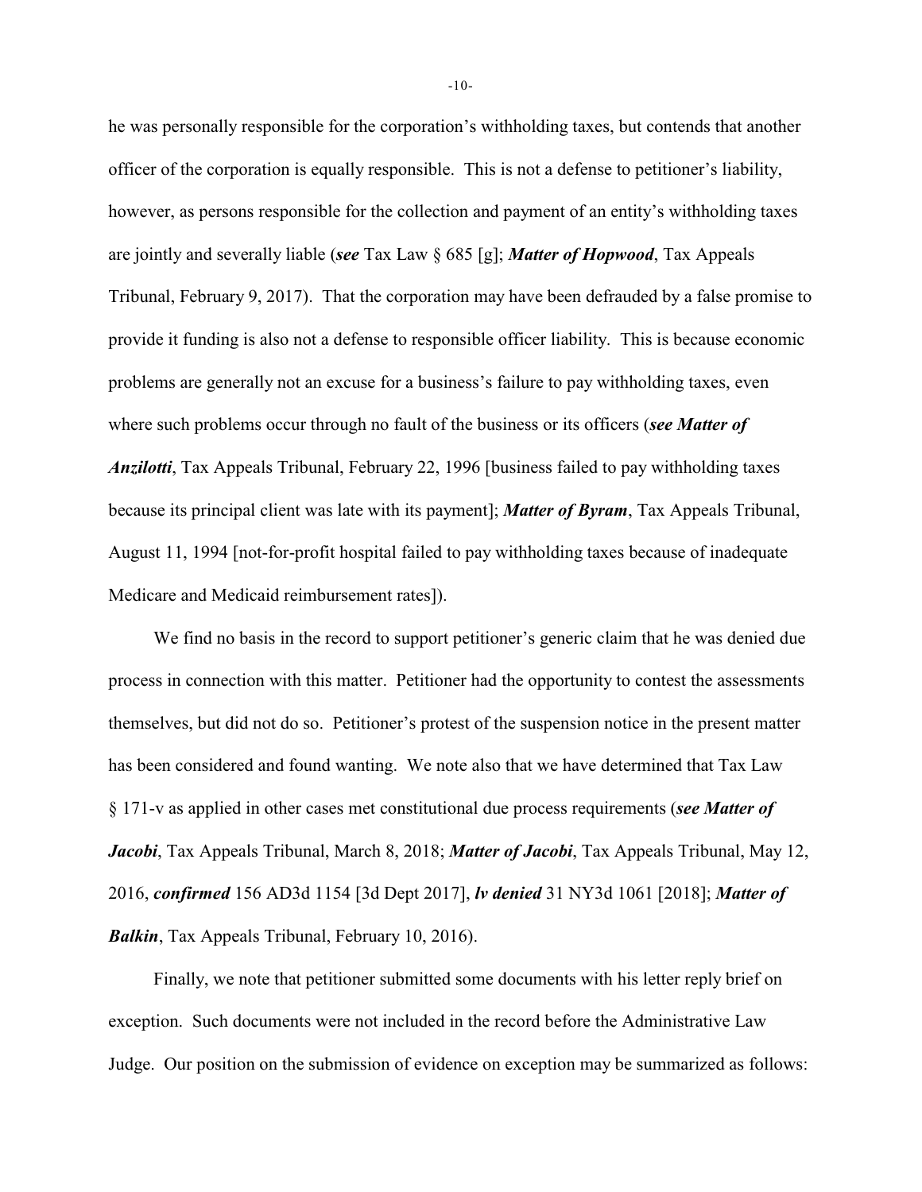he was personally responsible for the corporation's withholding taxes, but contends that another officer of the corporation is equally responsible. This is not a defense to petitioner's liability, however, as persons responsible for the collection and payment of an entity's withholding taxes are jointly and severally liable (***see*** Tax Law § 685 [g]; ***Matter of Hopwood***, Tax Appeals Tribunal, February 9, 2017). That the corporation may have been defrauded by a false promise to provide it funding is also not a defense to responsible officer liability. This is because economic problems are generally not an excuse for a business's failure to pay withholding taxes, even where such problems occur through no fault of the business or its officers (***see Matter of Anzilotti***, Tax Appeals Tribunal, February 22, 1996 [business failed to pay withholding taxes because its principal client was late with its payment]; ***Matter of Byram***, Tax Appeals Tribunal, August 11, 1994 [not-for-profit hospital failed to pay withholding taxes because of inadequate Medicare and Medicaid reimbursement rates]).

We find no basis in the record to support petitioner's generic claim that he was denied due process in connection with this matter. Petitioner had the opportunity to contest the assessments themselves, but did not do so. Petitioner's protest of the suspension notice in the present matter has been considered and found wanting. We note also that we have determined that Tax Law § 171-v as applied in other cases met constitutional due process requirements (***see Matter of Jacobi***, Tax Appeals Tribunal, March 8, 2018; ***Matter of Jacobi***, Tax Appeals Tribunal, May 12, 2016, ***confirmed*** 156 AD3d 1154 [3d Dept 2017], ***lv denied*** 31 NY3d 1061 [2018]; ***Matter of Balkin***, Tax Appeals Tribunal, February 10, 2016).

Finally, we note that petitioner submitted some documents with his letter reply brief on exception. Such documents were not included in the record before the Administrative Law Judge. Our position on the submission of evidence on exception may be summarized as follows: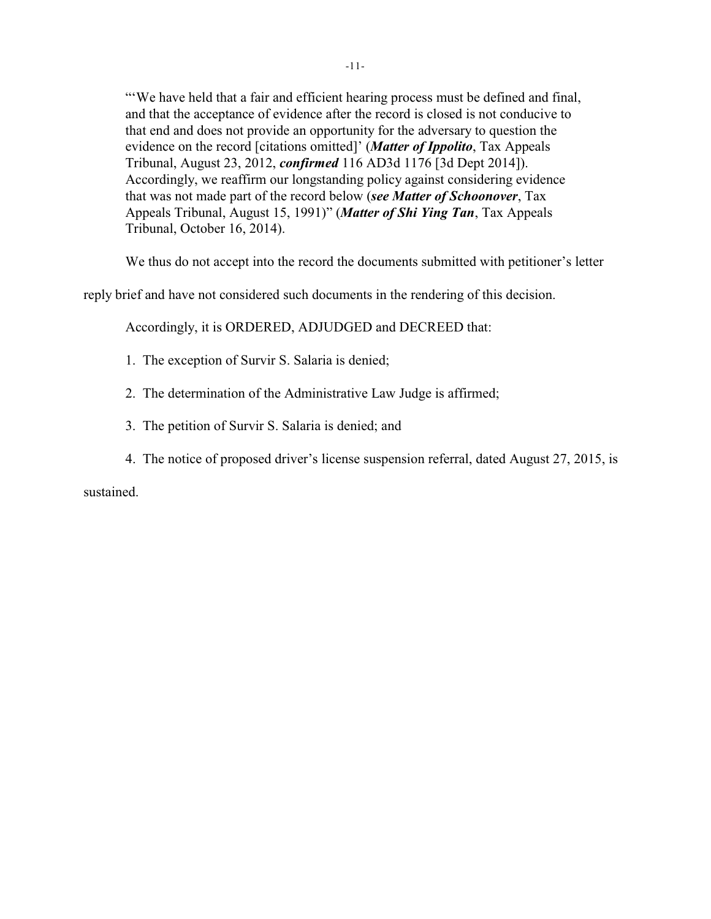"'We have held that a fair and efficient hearing process must be defined and final, and that the acceptance of evidence after the record is closed is not conducive to that end and does not provide an opportunity for the adversary to question the evidence on the record [citations omitted]' (***Matter of Ippolito***, Tax Appeals Tribunal, August 23, 2012, ***confirmed*** 116 AD3d 1176 [3d Dept 2014]). Accordingly, we reaffirm our longstanding policy against considering evidence that was not made part of the record below (***see Matter of Schoonover***, Tax Appeals Tribunal, August 15, 1991)" (***Matter of Shi Ying Tan***, Tax Appeals Tribunal, October 16, 2014).

We thus do not accept into the record the documents submitted with petitioner's letter reply brief and have not considered such documents in the rendering of this decision.

Accordingly, it is ORDERED, ADJUDGED and DECREED that:

1. The exception of Survir S. Salaria is denied;

2. The determination of the Administrative Law Judge is affirmed;

3. The petition of Survir S. Salaria is denied; and

4. The notice of proposed driver's license suspension referral, dated August 27, 2015, is sustained.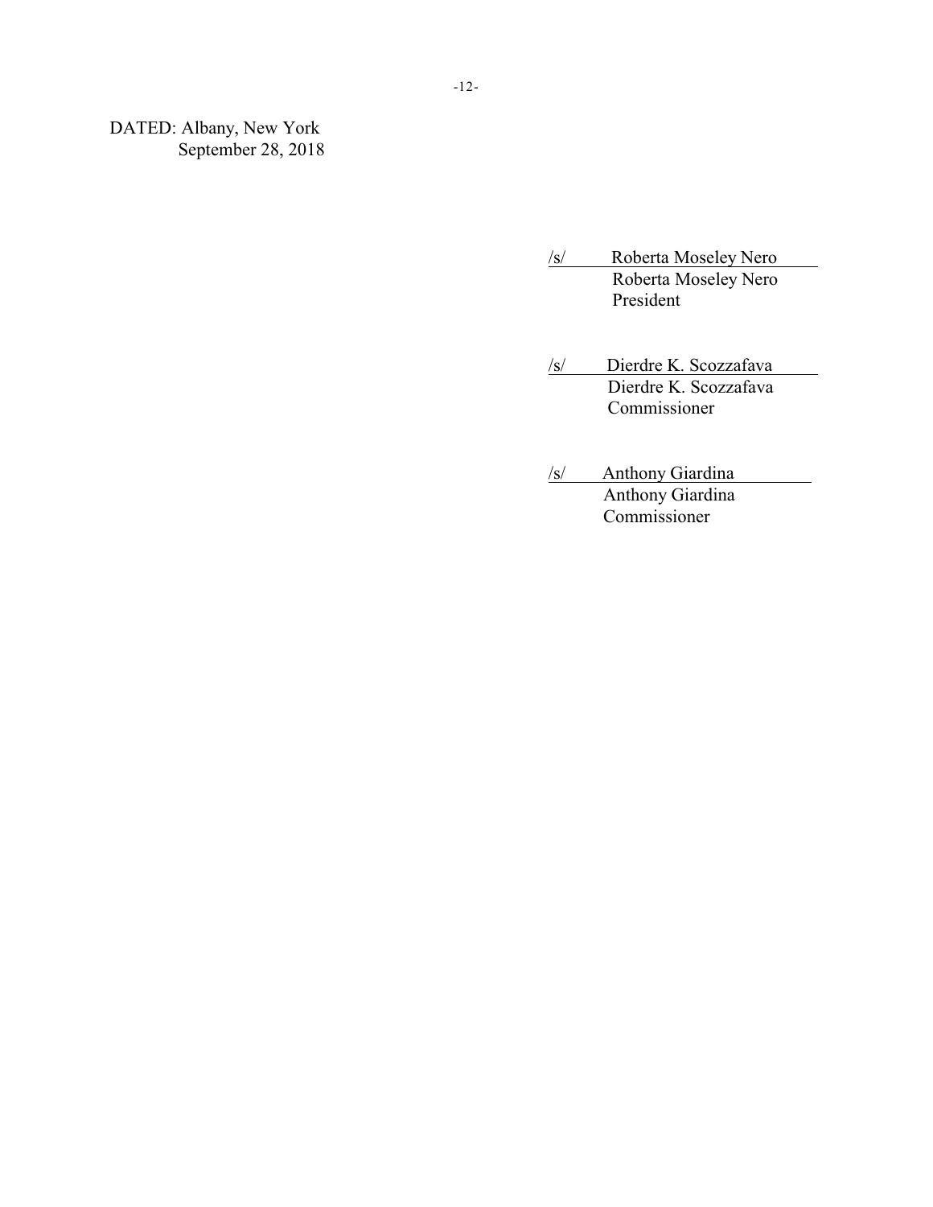DATED: Albany, New York
September 28, 2018

/s/ Roberta Moseley Nero
Roberta Moseley Nero
President

/s/ Dierdre K. Scozzafava
Dierdre K. Scozzafava
Commissioner

/s/ Anthony Giardina
Anthony Giardina
Commissioner